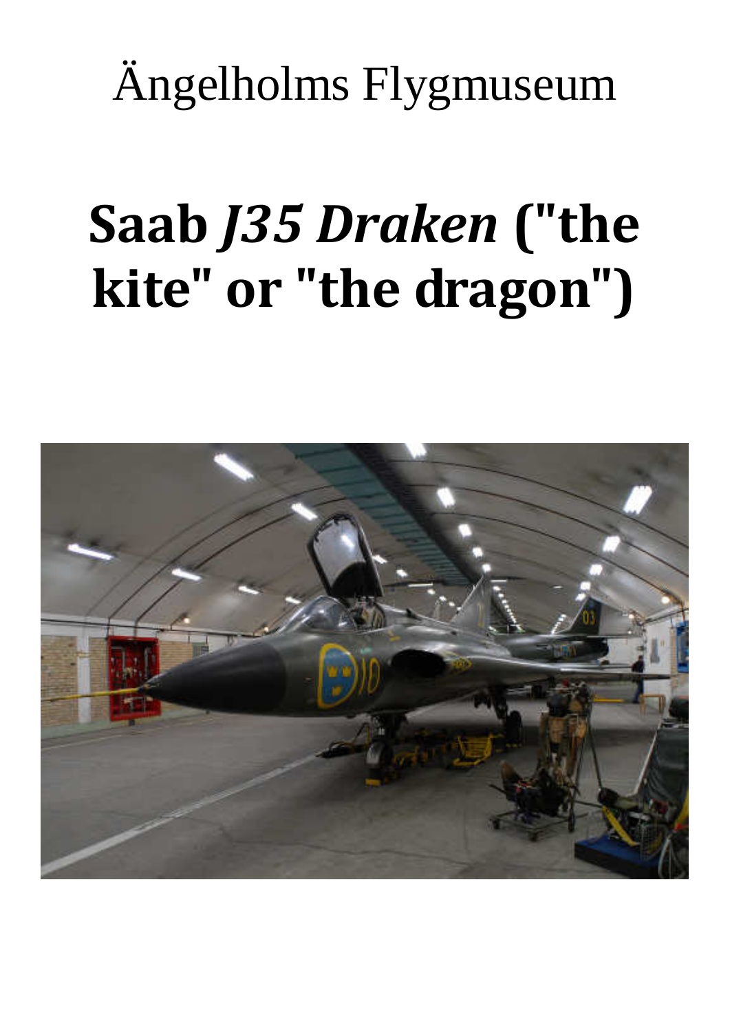Ängelholms Flygmuseum

# Saab *J35 Draken* ("the kite" or "the dragon")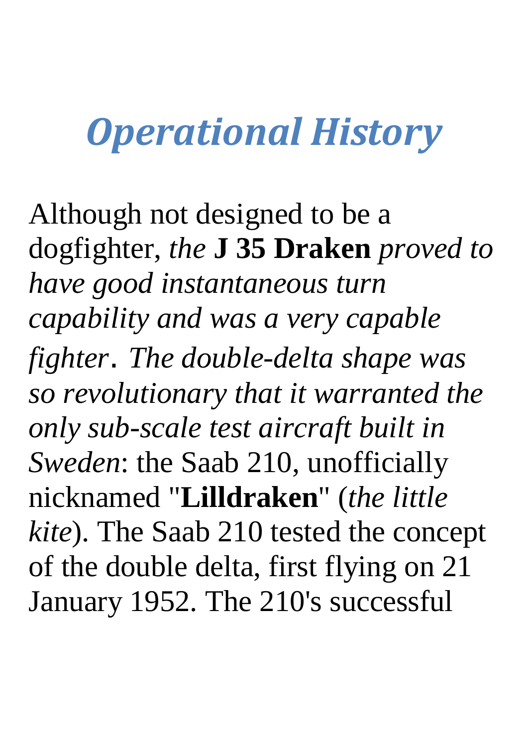# *Operational History*

Although not designed to be a dogfighter, *the* **J 35 Draken** *proved to have good instantaneous turn capability and was a very capable fighter*. *The double-delta shape was so revolutionary that it warranted the only sub-scale test aircraft built in Sweden*: the Saab 210, unofficially nicknamed "**Lilldraken**" (*the little kite*). The Saab 210 tested the concept of the double delta, first flying on 21 January 1952. The 210's successful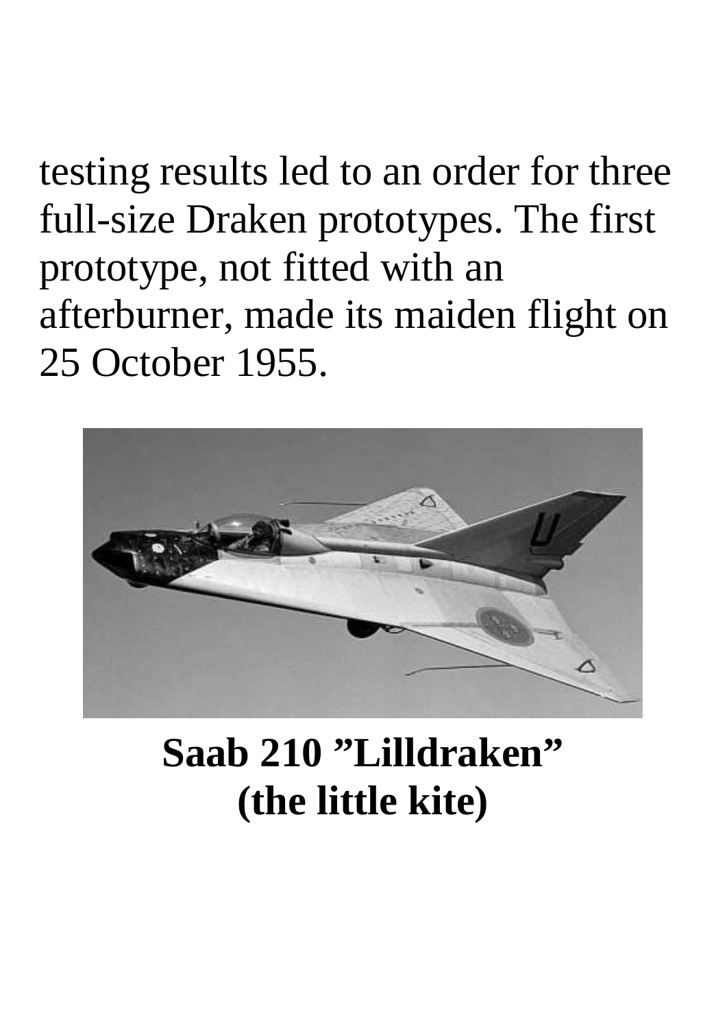testing results led to an order for three full-size Draken prototypes. The first prototype, not fitted with an afterburner, made its maiden flight on 25 October 1955.

**Saab 210 ”Lilldraken” (the little kite)**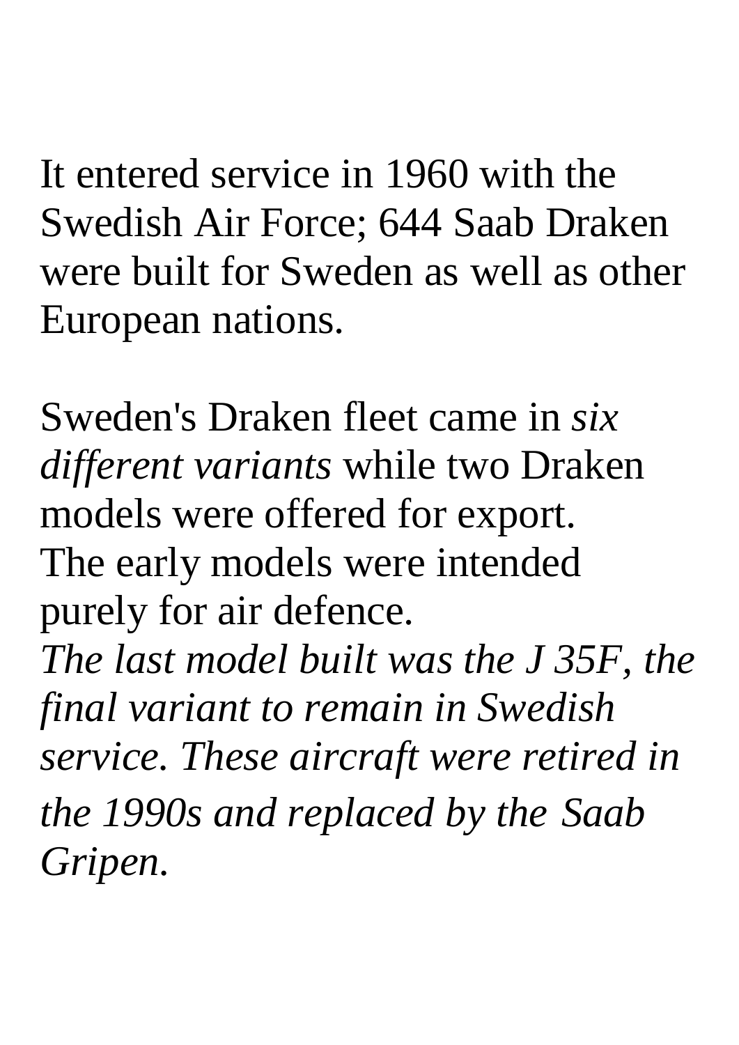It entered service in 1960 with the Swedish Air Force; 644 Saab Draken were built for Sweden as well as other European nations.

Sweden's Draken fleet came in *six different variants* while two Draken models were offered for export.
The early models were intended purely for air defence.
*The last model built was the J 35F, the final variant to remain in Swedish service. These aircraft were retired in the 1990s and replaced by the Saab Gripen.*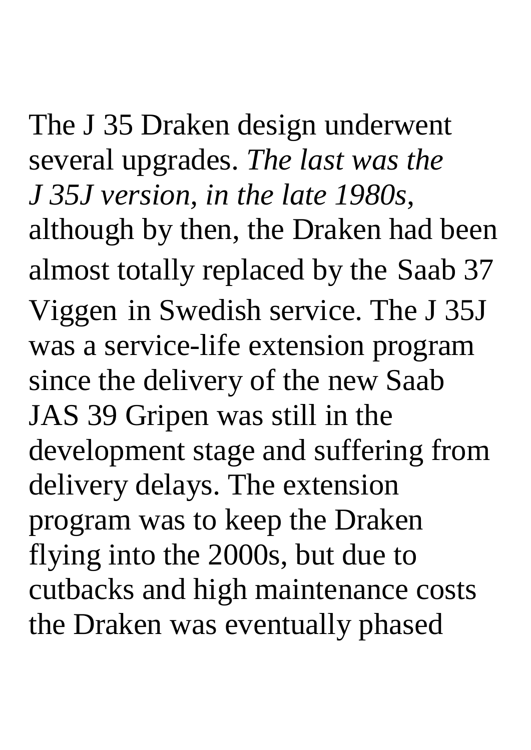The J 35 Draken design underwent several upgrades. *The last was the J 35J version, in the late 1980s*, although by then, the Draken had been almost totally replaced by the Saab 37 Viggen in Swedish service. The J 35J was a service-life extension program since the delivery of the new Saab JAS 39 Gripen was still in the development stage and suffering from delivery delays. The extension program was to keep the Draken flying into the 2000s, but due to cutbacks and high maintenance costs the Draken was eventually phased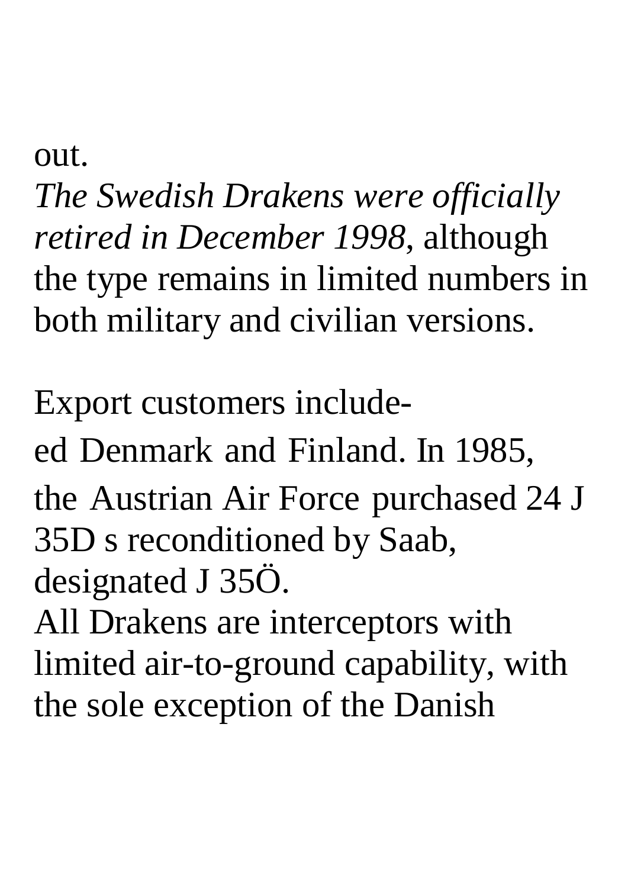out.

*The Swedish Drakens were officially retired in December 1998*, although the type remains in limited numbers in both military and civilian versions.

Export customers include-

ed Denmark and Finland. In 1985, the Austrian Air Force purchased 24 J 35D s reconditioned by Saab, designated J 35Ö.

All Drakens are interceptors with limited air-to-ground capability, with the sole exception of the Danish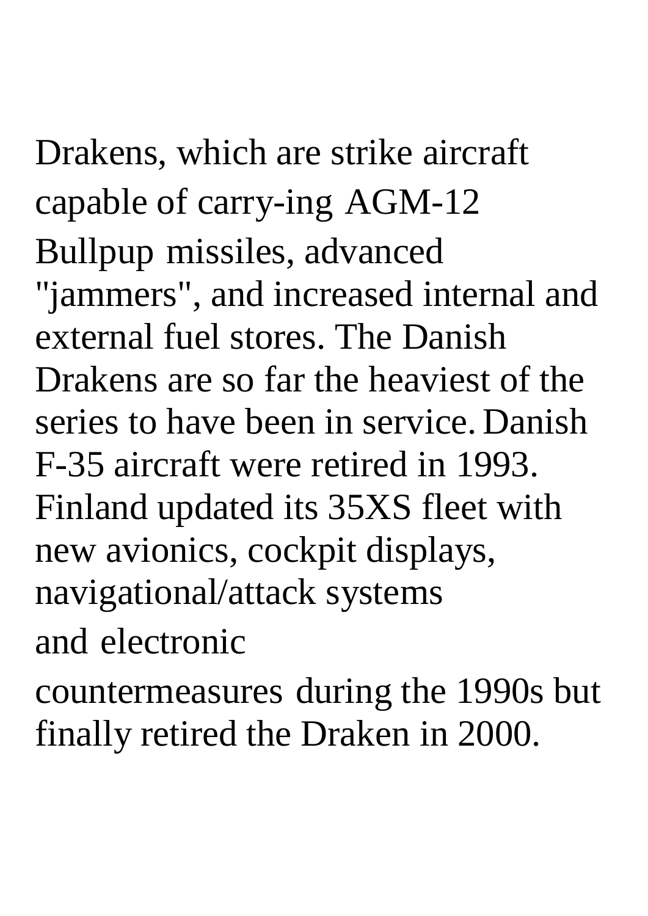Drakens, which are strike aircraft capable of carry-ing AGM-12 Bullpup missiles, advanced "jammers", and increased internal and external fuel stores. The Danish Drakens are so far the heaviest of the series to have been in service. Danish F-35 aircraft were retired in 1993. Finland updated its 35XS fleet with new avionics, cockpit displays, navigational/attack systems and electronic countermeasures during the 1990s but finally retired the Draken in 2000.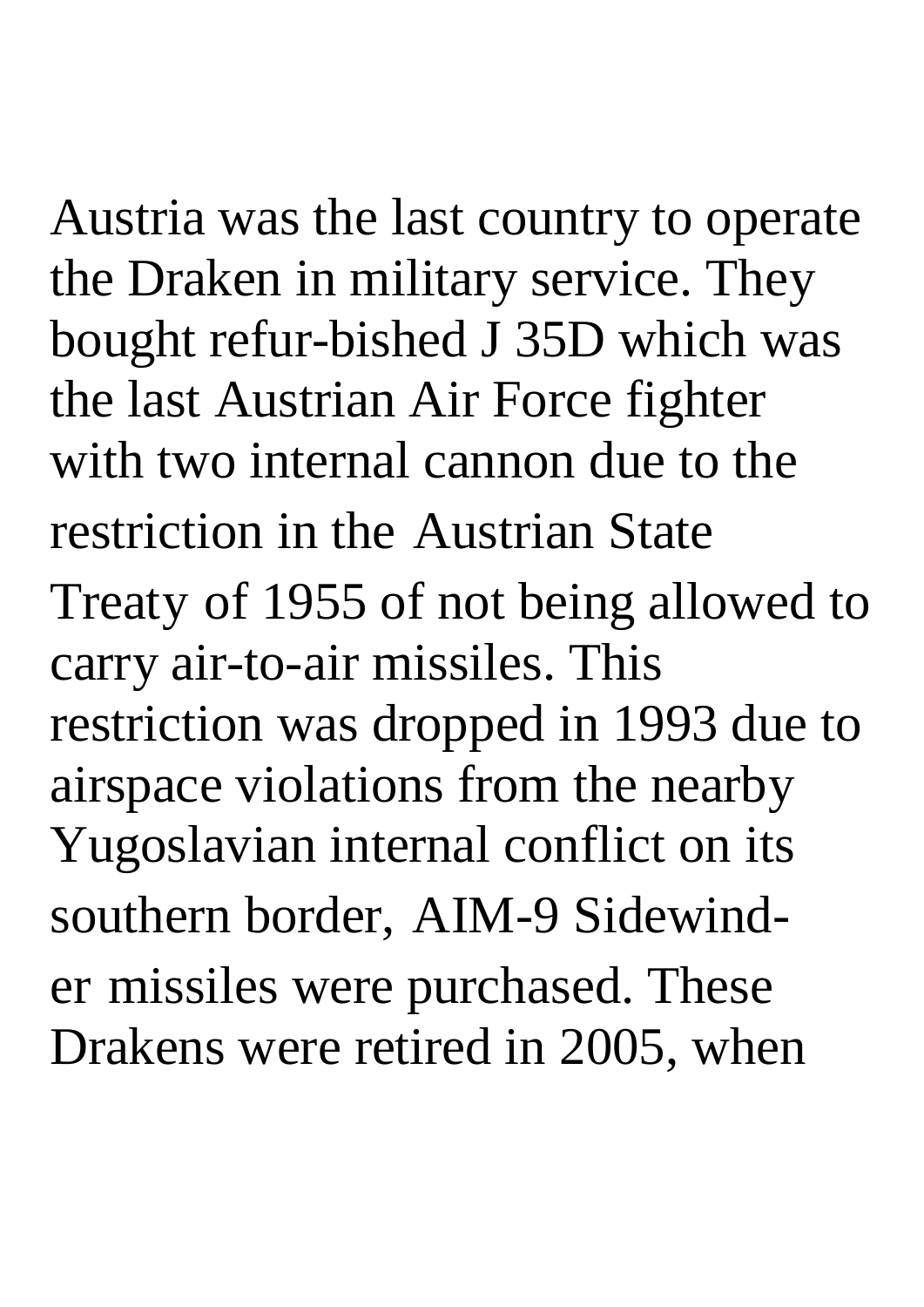Austria was the last country to operate the Draken in military service. They bought refur-bished J 35D which was the last Austrian Air Force fighter with two internal cannon due to the restriction in the Austrian State Treaty of 1955 of not being allowed to carry air-to-air missiles. This restriction was dropped in 1993 due to airspace violations from the nearby Yugoslavian internal conflict on its southern border, AIM-9 Sidewind-er missiles were purchased. These Drakens were retired in 2005, when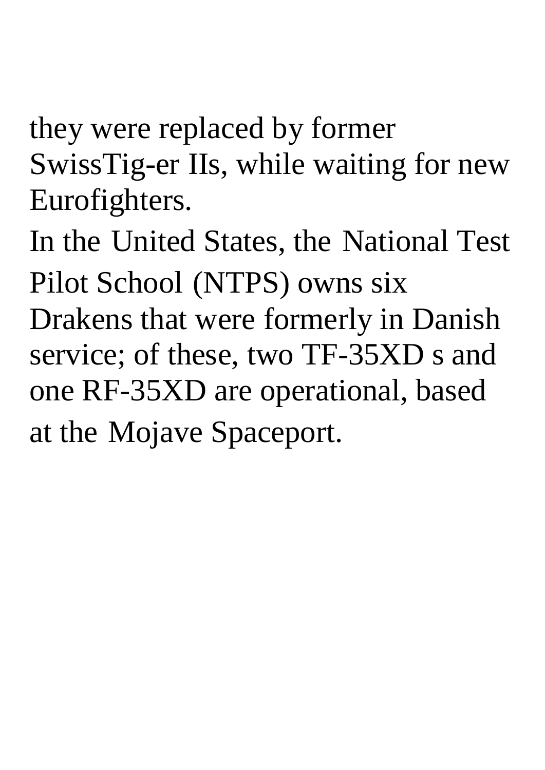they were replaced by former SwissTig-er IIs, while waiting for new Eurofighters.

In the United States, the National Test Pilot School (NTPS) owns six Drakens that were formerly in Danish service; of these, two TF-35XD s and one RF-35XD are operational, based at the Mojave Spaceport.